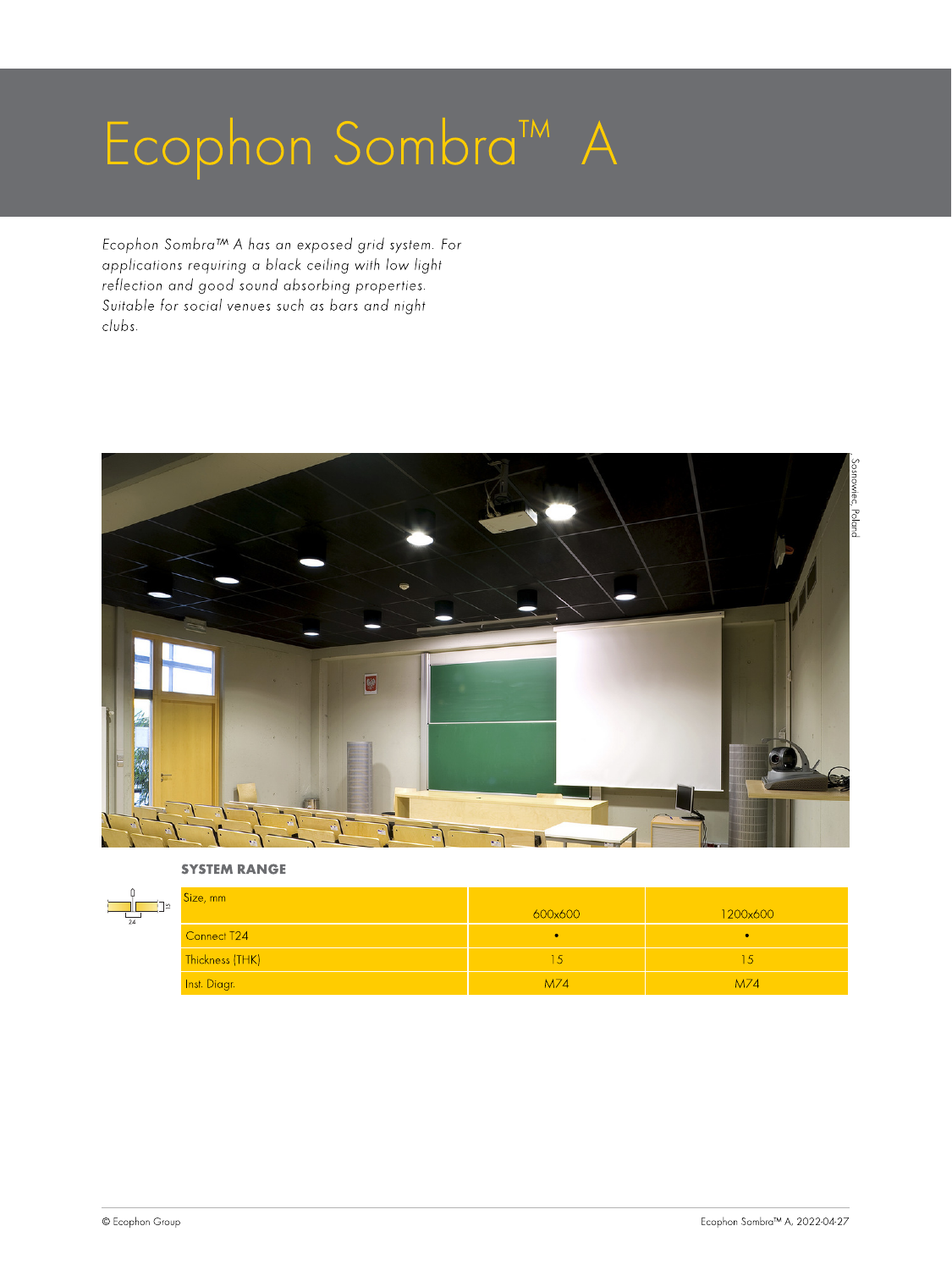# Ecophon Sombra™ A

*Ecophon Sombra™ A has an exposed grid system. For applications requiring a black ceiling with low light reflection and good sound absorbing properties. Suitable for social venues such as bars and night clubs.*

Sosnowiec, Poland

**SYSTEM RANGE**

| Size, mm | 600x600 | 1200x600 |
|---|---|---|
| Connect T24 | • | • |
| Thickness (THK) | 15 | 15 |
| Inst. Diagr. | M74 | M74 |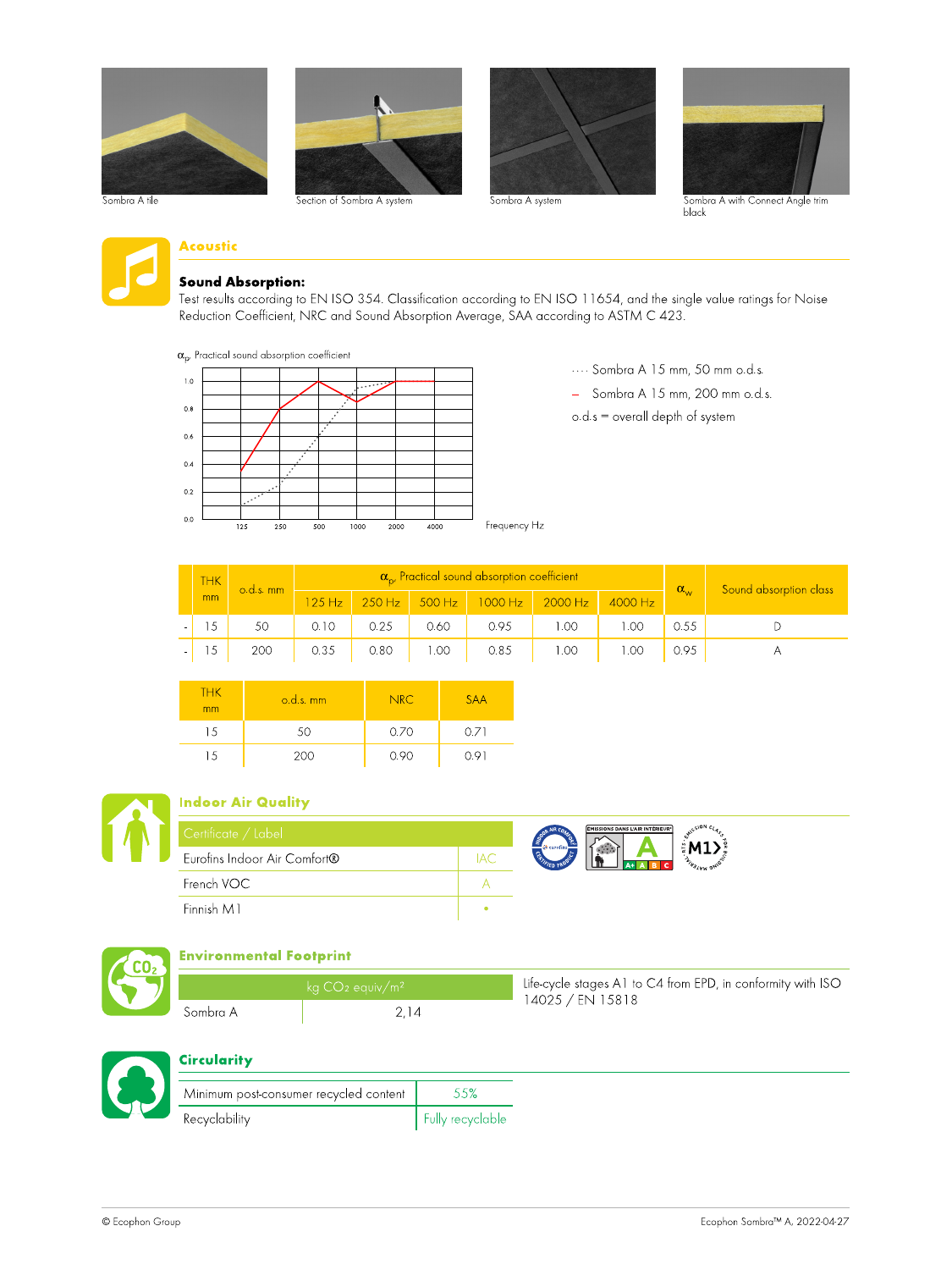Sombra A tile

Section of Sombra A system

Sombra A system

Sombra A with Connect Angle trim black

## Acoustic

**Sound Absorption:**
Test results according to EN ISO 354. Classification according to EN ISO 11654, and the single value ratings for Noise Reduction Coefficient, NRC and Sound Absorption Average, SAA according to ASTM C 423.

$\alpha_p$, Practical sound absorption coefficient

···· Sombra A 15 mm, 50 mm o.d.s.

– Sombra A 15 mm, 200 mm o.d.s.

o.d.s = overall depth of system

Frequency Hz

| | THK mm | o.d.s. mm | $\alpha_p$, Practical sound absorption coefficient | | | | | | $\alpha_w$ | Sound absorption class |
|---|---|---|---|---|---|---|---|---|---|---|
| | | | 125 Hz | 250 Hz | 500 Hz | 1000 Hz | 2000 Hz | 4000 Hz | | |
| - | 15 | 50 | 0.10 | 0.25 | 0.60 | 0.95 | 1.00 | 1.00 | 0.55 | D |
| - | 15 | 200 | 0.35 | 0.80 | 1.00 | 0.85 | 1.00 | 1.00 | 0.95 | A |

| THK mm | o.d.s. mm | NRC | SAA |
|---|---|---|---|
| 15 | 50 | 0.70 | 0.71 |
| 15 | 200 | 0.90 | 0.91 |

## Indoor Air Quality

| Certificate / Label | |
|---|---|
| Eurofins Indoor Air Comfort® | IAC |
| French VOC | A |
| Finnish M1 | • |

## Environmental Footprint

| | kg $CO_2$ equiv/m² |
|---|---|
| Sombra A | 2,14 |

Life-cycle stages A1 to C4 from EPD, in conformity with ISO 14025 / EN 15818

## Circularity

| | |
|---|---|
| Minimum post-consumer recycled content | 55% |
| Recyclability | Fully recyclable |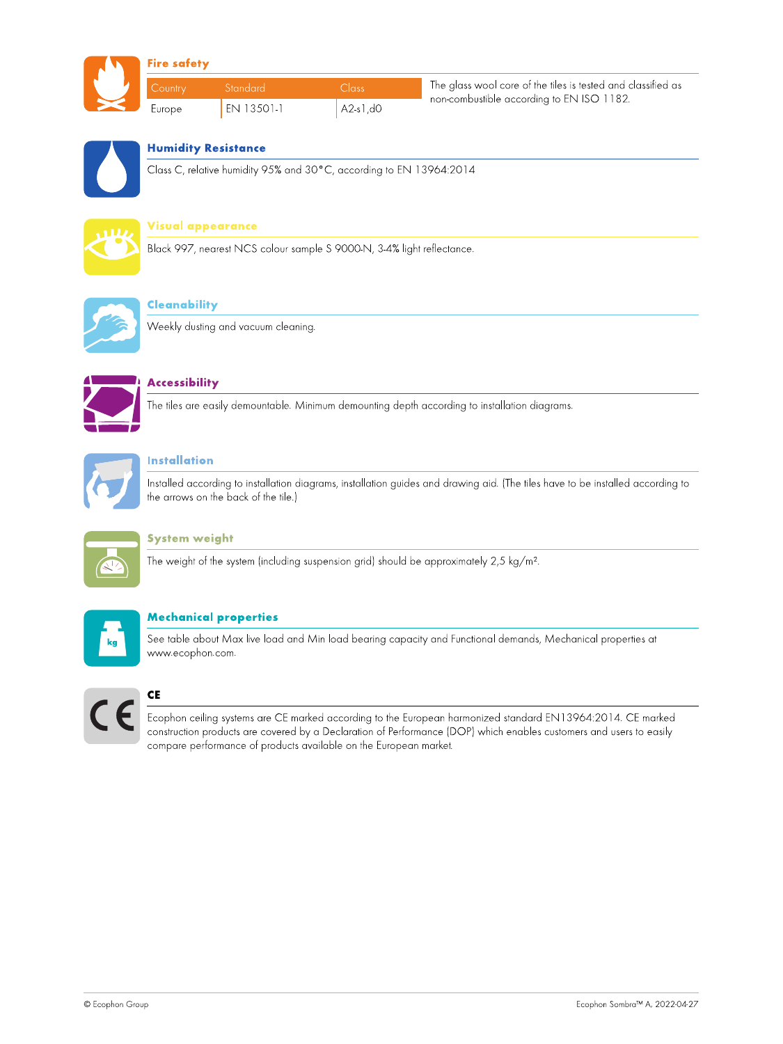## Fire safety

| Country | Standard | Class |
|---|---|---|
| Europe | EN 13501-1 | A2-s1,d0 |

The glass wool core of the tiles is tested and classified as non-combustible according to EN ISO 1182.

## Humidity Resistance

Class C, relative humidity 95% and 30°C, according to EN 13964:2014

## Visual appearance

Black 997, nearest NCS colour sample S 9000-N, 3-4% light reflectance.

## Cleanability

Weekly dusting and vacuum cleaning.

## Accessibility

The tiles are easily demountable. Minimum demounting depth according to installation diagrams.

## Installation

Installed according to installation diagrams, installation guides and drawing aid. (The tiles have to be installed according to the arrows on the back of the tile.)

## System weight

The weight of the system (including suspension grid) should be approximately 2,5 kg/m².

## Mechanical properties

See table about Max live load and Min load bearing capacity and Functional demands, Mechanical properties at www.ecophon.com.

## CE

Ecophon ceiling systems are CE marked according to the European harmonized standard EN13964:2014. CE marked construction products are covered by a Declaration of Performance (DOP) which enables customers and users to easily compare performance of products available on the European market.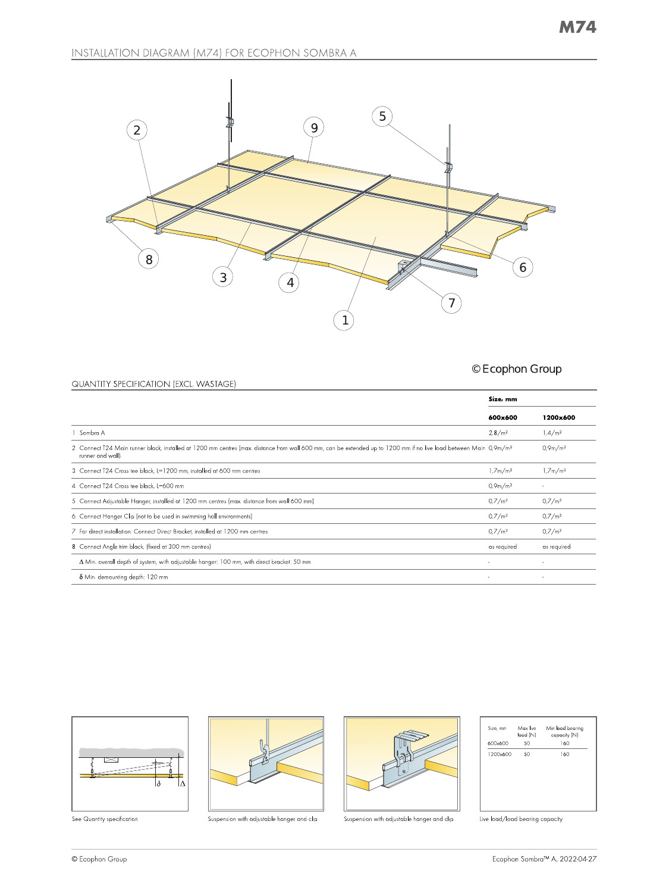# M74

## INSTALLATION DIAGRAM (M74) FOR ECOPHON SOMBRA A

1
2
3
4
5
6
7
8
9

© Ecophon Group

## QUANTITY SPECIFICATION (EXCL. WASTAGE)

| | Size, mm | |
|---|---|---|
| | **600x600** | **1200x600** |
| 1 Sombra A | 2,8/m² | 1,4/m² |
| 2 Connect T24 Main runner black, installed at 1200 mm centres (max. distance from wall 600 mm, can be extended up to 1200 mm if no live load between Main runner and wall) | 0,9m/m² | 0,9m/m² |
| 3 Connect T24 Cross tee black, L=1200 mm, installed at 600 mm centres | 1,7m/m² | 1,7m/m² |
| 4 Connect T24 Cross tee black, L=600 mm | 0,9m/m² | - |
| 5 Connect Adjustable Hanger, installed at 1200 mm centres (max. distance from wall 600 mm) | 0,7/m² | 0,7/m² |
| 6 Connect Hanger Clip (not to be used in swimming hall environments) | 0,7/m² | 0,7/m² |
| 7 For direct installation: Connect Direct Bracket, installed at 1200 mm centres | 0,7/m² | 0,7/m² |
| 8 Connect Angle trim black, (fixed at 300 mm centres) | as required | as required |
| Δ Min. overall depth of system, with adjustable hanger: 100 mm, with direct bracket: 50 mm | - | - |
| δ Min. demounting depth: 120 mm | - | - |

δ
Δ

See Quantity specification

Suspension with adjustable hanger and clip

Suspension with adjustable hanger and clip

| Size, mm | Max live load (N) | Min load bearing capacity (N) |
|---|---|---|
| 600x600 | 50 | 160 |
| 1200x600 | 50 | 160 |

Live load/load bearing capacity

Ecophon Sombra™ A, 2022-04-27